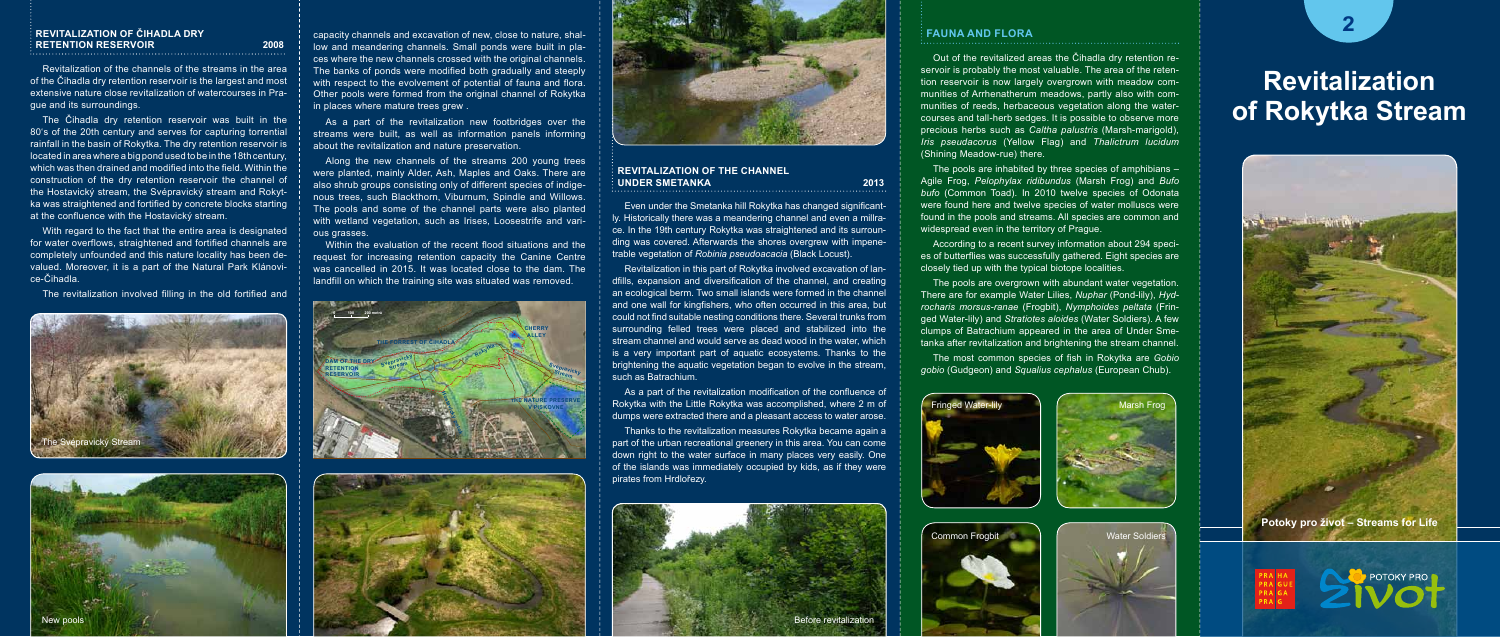## REVITALIZATION OF ČIHADLA DRY RETENTION RESERVOIR — 2008

Revitalization of the channels of the streams in the area of the Čihadla dry retention reservoir is the largest and most extensive nature close revitalization of watercourses in Prague and its surroundings.

The Čihadla dry retention reservoir was built in the 80's of the 20th century and serves for capturing torrential rainfall in the basin of Rokytka. The dry retention reservoir is located in area where a big pond used to be in the 18th century, which was then drained and modified into the field. Within the construction of the dry retention reservoir the channel of the Hostavický stream, the Svépravický stream and Rokytka was straightened and fortified by concrete blocks starting at the confluence with the Hostavický stream.

With regard to the fact that the entire area is designated for water overflows, straightened and fortified channels are completely unfounded and this nature locality has been devalued. Moreover, it is a part of the Natural Park Klánovice-Čihadla.

The revitalization involved filling in the old fortified and capacity channels and excavation of new, close to nature, shallow and meandering channels. Small ponds were built in places where the new channels crossed with the original channels. The banks of ponds were modified both gradually and steeply with respect to the evolvement of potential of fauna and flora. Other pools were formed from the original channel of Rokytka in places where mature trees grew .

As a part of the revitalization new footbridges over the streams were built, as well as information panels informing about the revitalization and nature preservation.

Along the new channels of the streams 200 young trees were planted, mainly Alder, Ash, Maples and Oaks. There are also shrub groups consisting only of different species of indigenous trees, such Blackthorn, Viburnum, Spindle and Willows. The pools and some of the channel parts were also planted with wetland vegetation, such as Irises, Loosestrife and various grasses.

Within the evaluation of the recent flood situations and the request for increasing retention capacity the Canine Centre was cancelled in 2015. It was located close to the dam. The landfill on which the training site was situated was removed.

The Svépravický Stream

New pools

## REVITALIZATION OF THE CHANNEL UNDER SMETANKA — 2013

Even under the Smetanka hill Rokytka has changed significantly. Historically there was a meandering channel and even a millrace. In the 19th century Rokytka was straightened and its surrounding was covered. Afterwards the shores overgrew with impenetrable vegetation of *Robinia pseudoacacia* (Black Locust).

Revitalization in this part of Rokytka involved excavation of landfills, expansion and diversification of the channel, and creating an ecological berm. Two small islands were formed in the channel and one wall for kingfishers, who often occurred in this area, but could not find suitable nesting conditions there. Several trunks from surrounding felled trees were placed and stabilized into the stream channel and would serve as dead wood in the water, which is a very important part of aquatic ecosystems. Thanks to the brightening the aquatic vegetation began to evolve in the stream, such as Batrachium.

As a part of the revitalization modification of the confluence of Rokytka with the Little Rokytka was accomplished, where 2 m of dumps were extracted there and a pleasant access to water arose.

Thanks to the revitalization measures Rokytka became again a part of the urban recreational greenery in this area. You can come down right to the water surface in many places very easily. One of the islands was immediately occupied by kids, as if they were pirates from Hrdlořezy.

Before revitalization

## FAUNA AND FLORA

Out of the revitalized areas the Čihadla dry retention reservoir is probably the most valuable. The area of the retention reservoir is now largely overgrown with meadow communities of Arrhenatherum meadows, partly also with communities of reeds, herbaceous vegetation along the watercourses and tall-herb sedges. It is possible to observe more precious herbs such as *Caltha palustris* (Marsh-marigold), *Iris pseudacorus* (Yellow Flag) and *Thalictrum lucidum* (Shining Meadow-rue) there.

The pools are inhabited by three species of amphibians – Agile Frog, *Pelophylax ridibundus* (Marsh Frog) and *Bufo bufo* (Common Toad). In 2010 twelve species of Odonata were found here and twelve species of water molluscs were found in the pools and streams. All species are common and widespread even in the territory of Prague.

According to a recent survey information about 294 species of butterflies was successfully gathered. Eight species are closely tied up with the typical biotope localities.

The pools are overgrown with abundant water vegetation. There are for example Water Lilies, *Nuphar* (Pond-lily), *Hydrocharis morsus-ranae* (Frogbit), *Nymphoides peltata* (Fringed Water-lily) and *Stratiotes aloides* (Water Soldiers). A few clumps of Batrachium appeared in the area of Under Smetanka after revitalization and brightening the stream channel.

The most common species of fish in Rokytka are *Gobio gobio* (Gudgeon) and *Squalius cephalus* (European Chub).

Fringed Water-lily

Marsh Frog

Common Frogbit

Water Soldiers

# 2

# Revitalization of Rokytka Stream

**Potoky pro život – Streams for Life**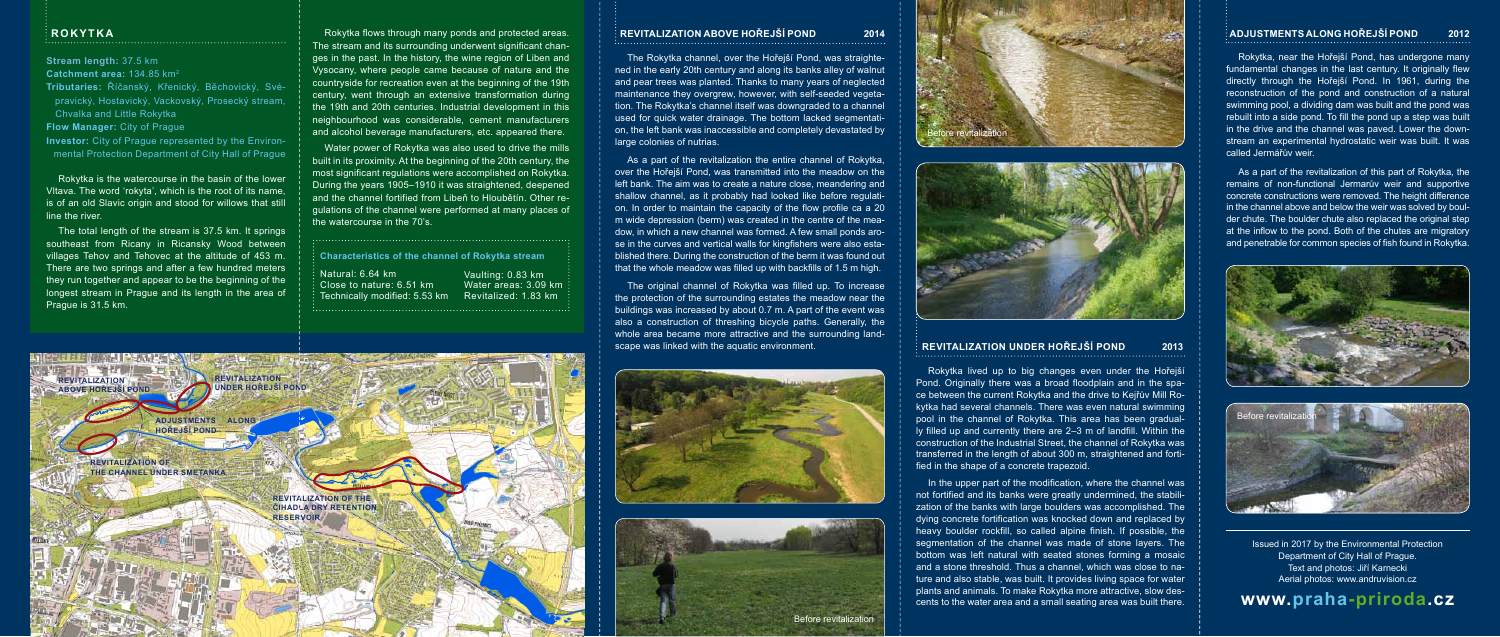## ROKYTKA

**Stream length:** 37.5 km
**Catchment area:** 134.85 km$^2$
**Tributaries:** Říčanský, Křenický, Běchovický, Svépravický, Hostavický, Vackovský, Prosecký stream, Chvalka and Little Rokytka
**Flow Manager:** City of Prague
**Investor:** City of Prague represented by the Environmental Protection Department of City Hall of Prague

Rokytka is the watercourse in the basin of the lower Vltava. The word 'rokyta', which is the root of its name, is of an old Slavic origin and stood for willows that still line the river.

The total length of the stream is 37.5 km. It springs southeast from Ricany in Ricansky Wood between villages Tehov and Tehovec at the altitude of 453 m. There are two springs and after a few hundred meters they run together and appear to be the beginning of the longest stream in Prague and its length in the area of Prague is 31.5 km.

Rokytka flows through many ponds and protected areas. The stream and its surrounding underwent significant changes in the past. In the history, the wine region of Liben and Vysocany, where people came because of nature and the countryside for recreation even at the beginning of the 19th century, went through an extensive transformation during the 19th and 20th centuries. Industrial development in this neighbourhood was considerable, cement manufacturers and alcohol beverage manufacturers, etc. appeared there.

Water power of Rokytka was also used to drive the mills built in its proximity. At the beginning of the 20th century, the most significant regulations were accomplished on Rokytka. During the years 1905–1910 it was straightened, deepened and the channel fortified from Libeň to Hloubětín. Other regulations of the channel were performed at many places of the watercourse in the 70's.

**Characteristics of the channel of Rokytka stream**

| | |
|---|---|
| Natural: 6.64 km | Vaulting: 0.83 km |
| Close to nature: 6.51 km | Water areas: 3.09 km |
| Technically modified: 5.53 km | Revitalized: 1.83 km |

REVITALIZATION ABOVE HOŘEJŠÍ POND

REVITALIZATION UNDER HOŘEJŠÍ POND

ADJUSTMENTS ALONG HOŘEJŠÍ POND

REVITALIZATION OF THE CHANNEL UNDER SMETANKA

REVITALIZATION OF THE ČIHADLA DRY RETENTION RESERVOIR

## REVITALIZATION ABOVE HOŘEJŠÍ POND — 2014

The Rokytka channel, over the Hořejší Pond, was straightened in the early 20th century and along its banks alley of walnut and pear trees was planted. Thanks to many years of neglected maintenance they overgrew, however, with self-seeded vegetation. The Rokytka's channel itself was downgraded to a channel used for quick water drainage. The bottom lacked segmentation, the left bank was inaccessible and completely devastated by large colonies of nutrias.

As a part of the revitalization the entire channel of Rokytka, over the Hořejší Pond, was transmitted into the meadow on the left bank. The aim was to create a nature close, meandering and shallow channel, as it probably had looked like before regulation. In order to maintain the capacity of the flow profile ca a 20 m wide depression (berm) was created in the centre of the meadow, in which a new channel was formed. A few small ponds arose in the curves and vertical walls for kingfishers were also established there. During the construction of the berm it was found out that the whole meadow was filled up with backfills of 1.5 m high.

The original channel of Rokytka was filled up. To increase the protection of the surrounding estates the meadow near the buildings was increased by about 0.7 m. A part of the event was also a construction of threshing bicycle paths. Generally, the whole area became more attractive and the surrounding landscape was linked with the aquatic environment.

Before revitalization

Before revitalization

## REVITALIZATION UNDER HOŘEJŠÍ POND — 2013

Rokytka lived up to big changes even under the Hořejší Pond. Originally there was a broad floodplain and in the space between the current Rokytka and the drive to Kejřův Mill Rokytka had several channels. There was even natural swimming pool in the channel of Rokytka. This area has been gradually filled up and currently there are 2–3 m of landfill. Within the construction of the Industrial Street, the channel of Rokytka was transferred in the length of about 300 m, straightened and fortified in the shape of a concrete trapezoid.

In the upper part of the modification, where the channel was not fortified and its banks were greatly undermined, the stabilization of the banks with large boulders was accomplished. The dying concrete fortification was knocked down and replaced by heavy boulder rockfill, so called alpine finish. If possible, the segmentation of the channel was made of stone layers. The bottom was left natural with seated stones forming a mosaic and a stone threshold. Thus a channel, which was close to nature and also stable, was built. It provides living space for water plants and animals. To make Rokytka more attractive, slow descents to the water area and a small seating area was built there.

## ADJUSTMENTS ALONG HOŘEJŠÍ POND — 2012

Rokytka, near the Hořejší Pond, has undergone many fundamental changes in the last century. It originally flew directly through the Hořejší Pond. In 1961, during the reconstruction of the pond and construction of a natural swimming pool, a dividing dam was built and the pond was rebuilt into a side pond. To fill the pond up a step was built in the drive and the channel was paved. Lower the downstream an experimental hydrostatic weir was built. It was called Jermářův weir.

As a part of the revitalization of this part of Rokytka, the remains of non-functional Jermarův weir and supportive concrete constructions were removed. The height difference in the channel above and below the weir was solved by boulder chute. The boulder chute also replaced the original step at the inflow to the pond. Both of the chutes are migratory and penetrable for common species of fish found in Rokytka.

Before revitalization

Issued in 2017 by the Environmental Protection Department of City Hall of Prague.
Text and photos: Jiří Karnecki
Aerial photos: www.andruvision.cz

**www.praha-priroda.cz**